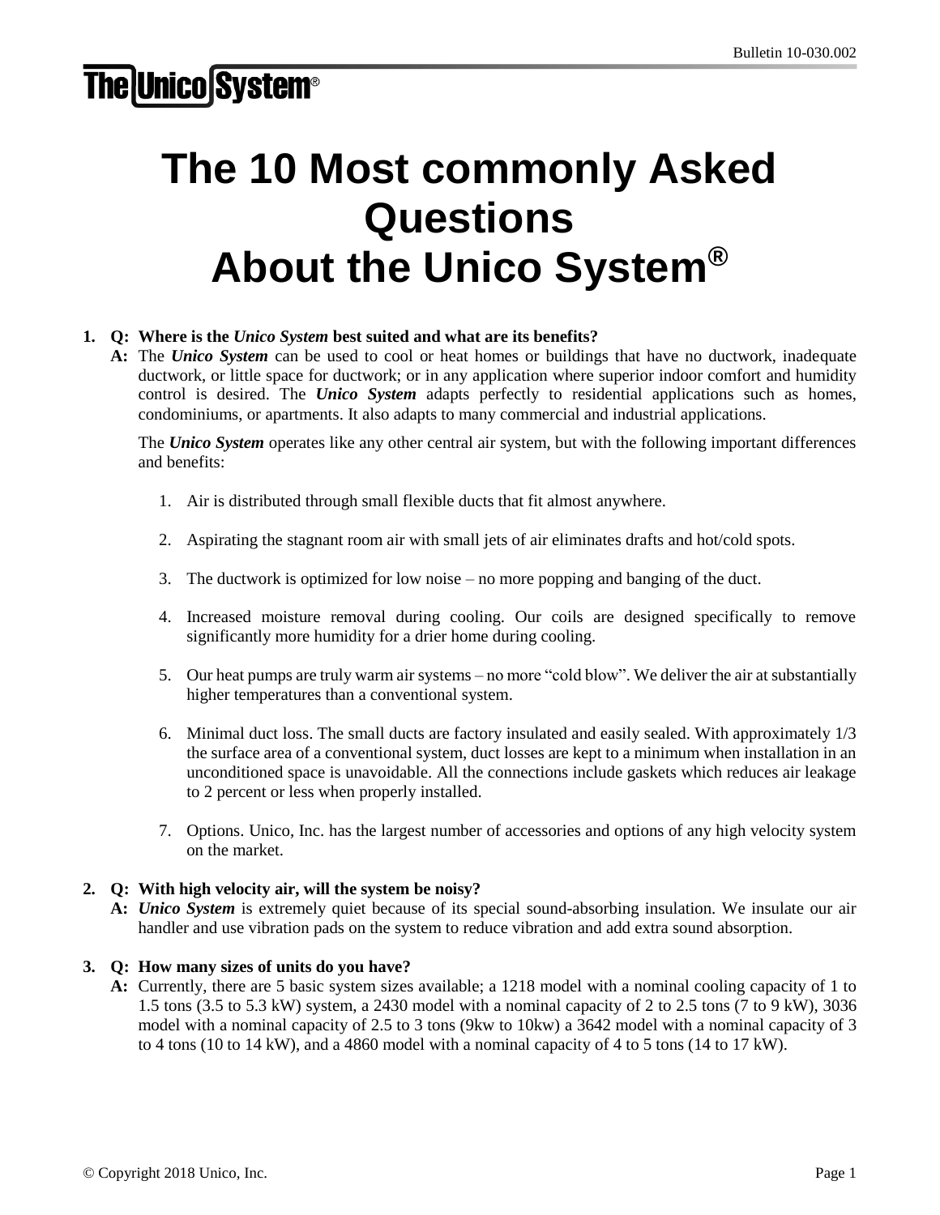# The 10 Most commonly Asked Questions About the Unico System®

1. **Q: Where is the *Unico System* best suited and what are its benefits?**

   **A:** The ***Unico System*** can be used to cool or heat homes or buildings that have no ductwork, inadequate ductwork, or little space for ductwork; or in any application where superior indoor comfort and humidity control is desired. The ***Unico System*** adapts perfectly to residential applications such as homes, condominiums, or apartments. It also adapts to many commercial and industrial applications.

   The ***Unico System*** operates like any other central air system, but with the following important differences and benefits:

   1. Air is distributed through small flexible ducts that fit almost anywhere.
   2. Aspirating the stagnant room air with small jets of air eliminates drafts and hot/cold spots.
   3. The ductwork is optimized for low noise – no more popping and banging of the duct.
   4. Increased moisture removal during cooling. Our coils are designed specifically to remove significantly more humidity for a drier home during cooling.
   5. Our heat pumps are truly warm air systems – no more "cold blow". We deliver the air at substantially higher temperatures than a conventional system.
   6. Minimal duct loss. The small ducts are factory insulated and easily sealed. With approximately 1/3 the surface area of a conventional system, duct losses are kept to a minimum when installation in an unconditioned space is unavoidable. All the connections include gaskets which reduces air leakage to 2 percent or less when properly installed.
   7. Options. Unico, Inc. has the largest number of accessories and options of any high velocity system on the market.

2. **Q: With high velocity air, will the system be noisy?**

   **A:** ***Unico System*** is extremely quiet because of its special sound-absorbing insulation. We insulate our air handler and use vibration pads on the system to reduce vibration and add extra sound absorption.

3. **Q: How many sizes of units do you have?**

   **A:** Currently, there are 5 basic system sizes available; a 1218 model with a nominal cooling capacity of 1 to 1.5 tons (3.5 to 5.3 kW) system, a 2430 model with a nominal capacity of 2 to 2.5 tons (7 to 9 kW), 3036 model with a nominal capacity of 2.5 to 3 tons (9kw to 10kw) a 3642 model with a nominal capacity of 3 to 4 tons (10 to 14 kW), and a 4860 model with a nominal capacity of 4 to 5 tons (14 to 17 kW).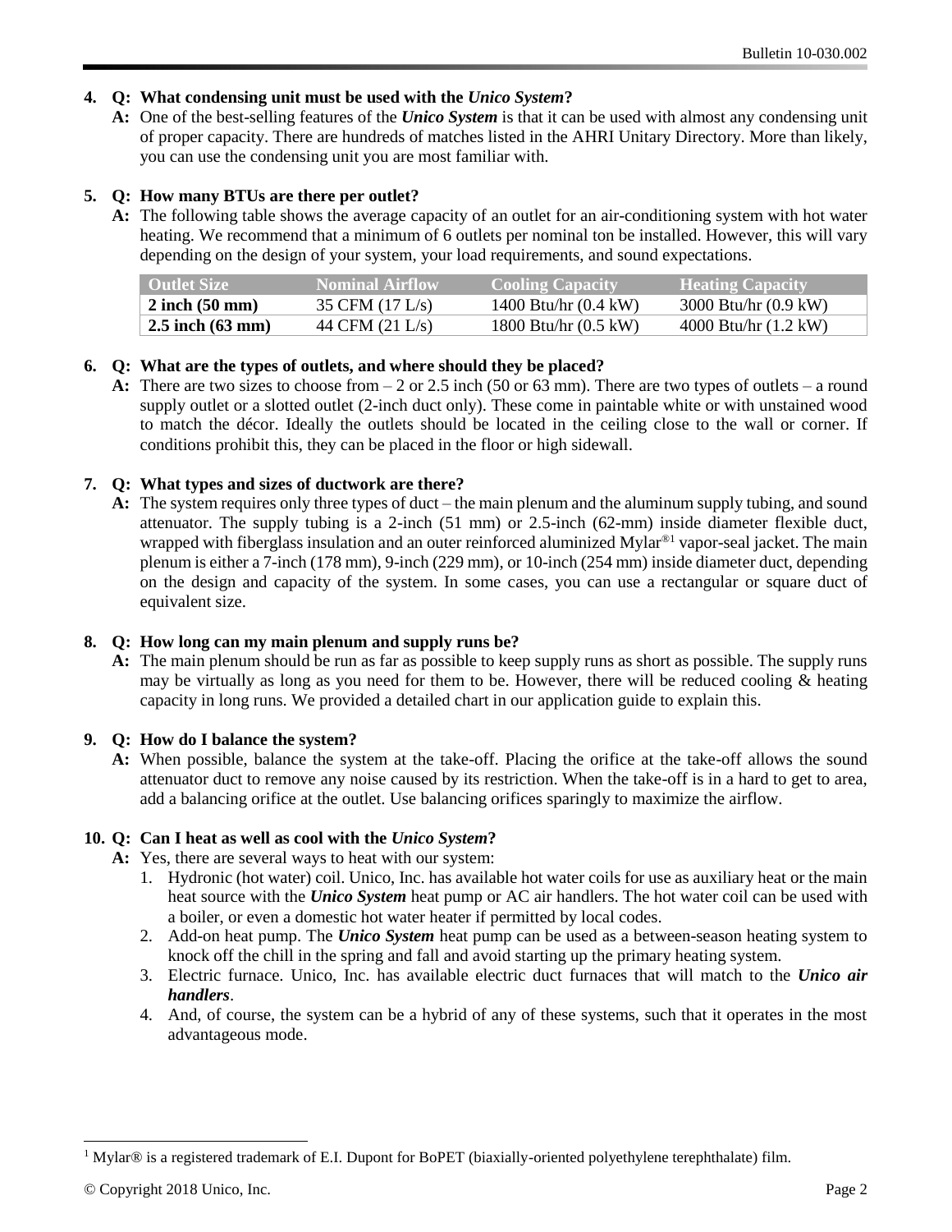4. **Q: What condensing unit must be used with the *Unico System*?**

   **A:** One of the best-selling features of the ***Unico System*** is that it can be used with almost any condensing unit of proper capacity. There are hundreds of matches listed in the AHRI Unitary Directory. More than likely, you can use the condensing unit you are most familiar with.

5. **Q: How many BTUs are there per outlet?**

   **A:** The following table shows the average capacity of an outlet for an air-conditioning system with hot water heating. We recommend that a minimum of 6 outlets per nominal ton be installed. However, this will vary depending on the design of your system, your load requirements, and sound expectations.

| Outlet Size | Nominal Airflow | Cooling Capacity | Heating Capacity |
|---|---|---|---|
| **2 inch (50 mm)** | 35 CFM (17 L/s) | 1400 Btu/hr (0.4 kW) | 3000 Btu/hr (0.9 kW) |
| **2.5 inch (63 mm)** | 44 CFM (21 L/s) | 1800 Btu/hr (0.5 kW) | 4000 Btu/hr (1.2 kW) |

6. **Q: What are the types of outlets, and where should they be placed?**

   **A:** There are two sizes to choose from – 2 or 2.5 inch (50 or 63 mm). There are two types of outlets – a round supply outlet or a slotted outlet (2-inch duct only). These come in paintable white or with unstained wood to match the décor. Ideally the outlets should be located in the ceiling close to the wall or corner. If conditions prohibit this, they can be placed in the floor or high sidewall.

7. **Q: What types and sizes of ductwork are there?**

   **A:** The system requires only three types of duct – the main plenum and the aluminum supply tubing, and sound attenuator. The supply tubing is a 2-inch (51 mm) or 2.5-inch (62-mm) inside diameter flexible duct, wrapped with fiberglass insulation and an outer reinforced aluminized Mylar®[1] vapor-seal jacket. The main plenum is either a 7-inch (178 mm), 9-inch (229 mm), or 10-inch (254 mm) inside diameter duct, depending on the design and capacity of the system. In some cases, you can use a rectangular or square duct of equivalent size.

8. **Q: How long can my main plenum and supply runs be?**

   **A:** The main plenum should be run as far as possible to keep supply runs as short as possible. The supply runs may be virtually as long as you need for them to be. However, there will be reduced cooling & heating capacity in long runs. We provided a detailed chart in our application guide to explain this.

9. **Q: How do I balance the system?**

   **A:** When possible, balance the system at the take-off. Placing the orifice at the take-off allows the sound attenuator duct to remove any noise caused by its restriction. When the take-off is in a hard to get to area, add a balancing orifice at the outlet. Use balancing orifices sparingly to maximize the airflow.

10. **Q: Can I heat as well as cool with the *Unico System*?**

    **A:** Yes, there are several ways to heat with our system:

    1. Hydronic (hot water) coil. Unico, Inc. has available hot water coils for use as auxiliary heat or the main heat source with the ***Unico System*** heat pump or AC air handlers. The hot water coil can be used with a boiler, or even a domestic hot water heater if permitted by local codes.
    2. Add-on heat pump. The ***Unico System*** heat pump can be used as a between-season heating system to knock off the chill in the spring and fall and avoid starting up the primary heating system.
    3. Electric furnace. Unico, Inc. has available electric duct furnaces that will match to the ***Unico air handlers***.
    4. And, of course, the system can be a hybrid of any of these systems, such that it operates in the most advantageous mode.

[1] Mylar® is a registered trademark of E.I. Dupont for BoPET (biaxially-oriented polyethylene terephthalate) film.

© Copyright 2018 Unico, Inc.